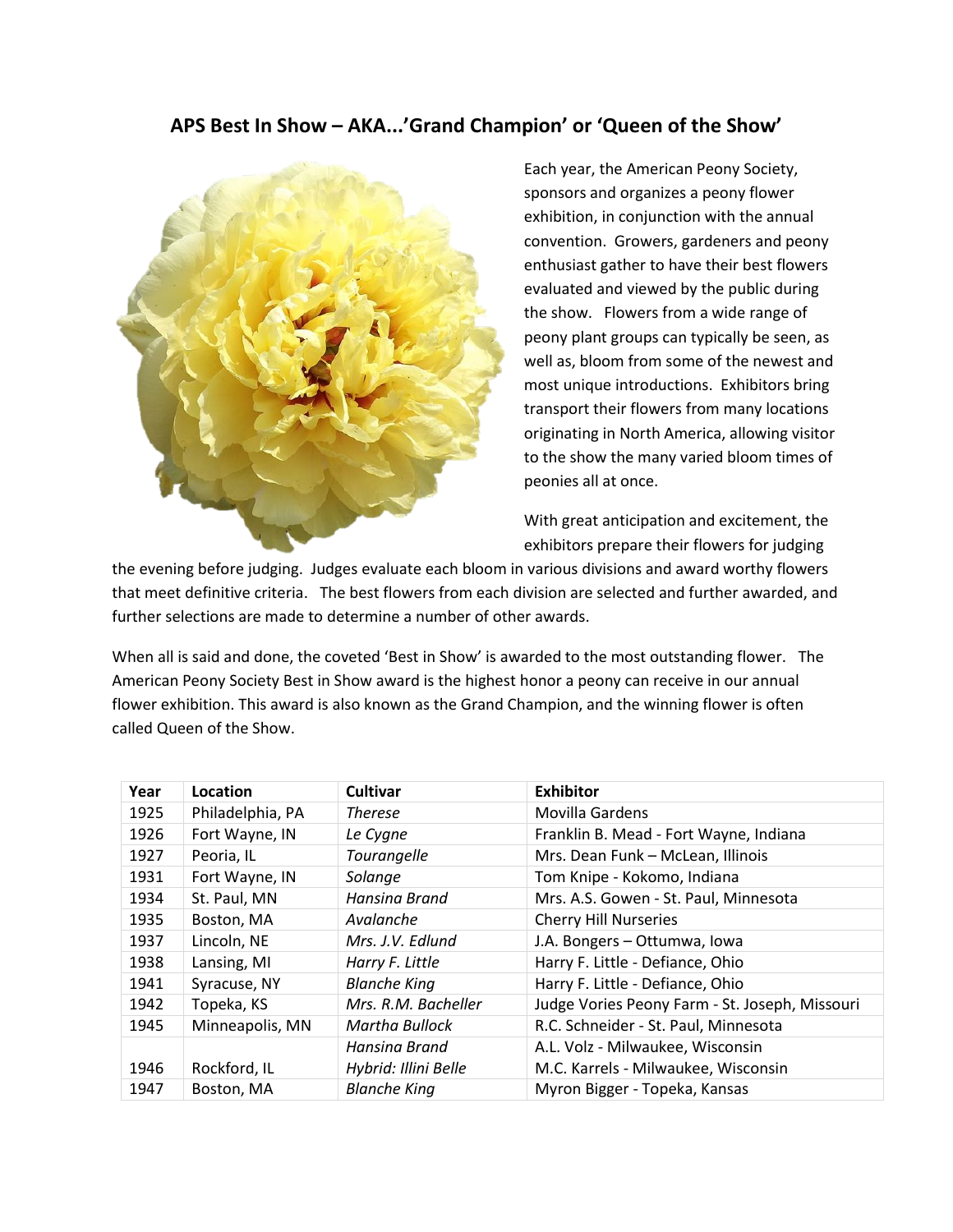## APS Best In Show – AKA...'Grand Champion' or 'Queen of the Show'

Each year, the American Peony Society, sponsors and organizes a peony flower exhibition, in conjunction with the annual convention. Growers, gardeners and peony enthusiast gather to have their best flowers evaluated and viewed by the public during the show. Flowers from a wide range of peony plant groups can typically be seen, as well as, bloom from some of the newest and most unique introductions. Exhibitors bring transport their flowers from many locations originating in North America, allowing visitor to the show the many varied bloom times of peonies all at once.

With great anticipation and excitement, the exhibitors prepare their flowers for judging the evening before judging. Judges evaluate each bloom in various divisions and award worthy flowers that meet definitive criteria. The best flowers from each division are selected and further awarded, and further selections are made to determine a number of other awards.

When all is said and done, the coveted 'Best in Show' is awarded to the most outstanding flower. The American Peony Society Best in Show award is the highest honor a peony can receive in our annual flower exhibition. This award is also known as the Grand Champion, and the winning flower is often called Queen of the Show.

| Year | Location | Cultivar | Exhibitor |
|---|---|---|---|
| 1925 | Philadelphia, PA | *Therese* | Movilla Gardens |
| 1926 | Fort Wayne, IN | *Le Cygne* | Franklin B. Mead - Fort Wayne, Indiana |
| 1927 | Peoria, IL | *Tourangelle* | Mrs. Dean Funk – McLean, Illinois |
| 1931 | Fort Wayne, IN | *Solange* | Tom Knipe - Kokomo, Indiana |
| 1934 | St. Paul, MN | *Hansina Brand* | Mrs. A.S. Gowen - St. Paul, Minnesota |
| 1935 | Boston, MA | *Avalanche* | Cherry Hill Nurseries |
| 1937 | Lincoln, NE | *Mrs. J.V. Edlund* | J.A. Bongers – Ottumwa, Iowa |
| 1938 | Lansing, MI | *Harry F. Little* | Harry F. Little - Defiance, Ohio |
| 1941 | Syracuse, NY | *Blanche King* | Harry F. Little - Defiance, Ohio |
| 1942 | Topeka, KS | *Mrs. R.M. Bacheller* | Judge Vories Peony Farm - St. Joseph, Missouri |
| 1945 | Minneapolis, MN | *Martha Bullock* | R.C. Schneider - St. Paul, Minnesota |
| | | *Hansina Brand* | A.L. Volz - Milwaukee, Wisconsin |
| 1946 | Rockford, IL | *Hybrid: Illini Belle* | M.C. Karrels - Milwaukee, Wisconsin |
| 1947 | Boston, MA | *Blanche King* | Myron Bigger - Topeka, Kansas |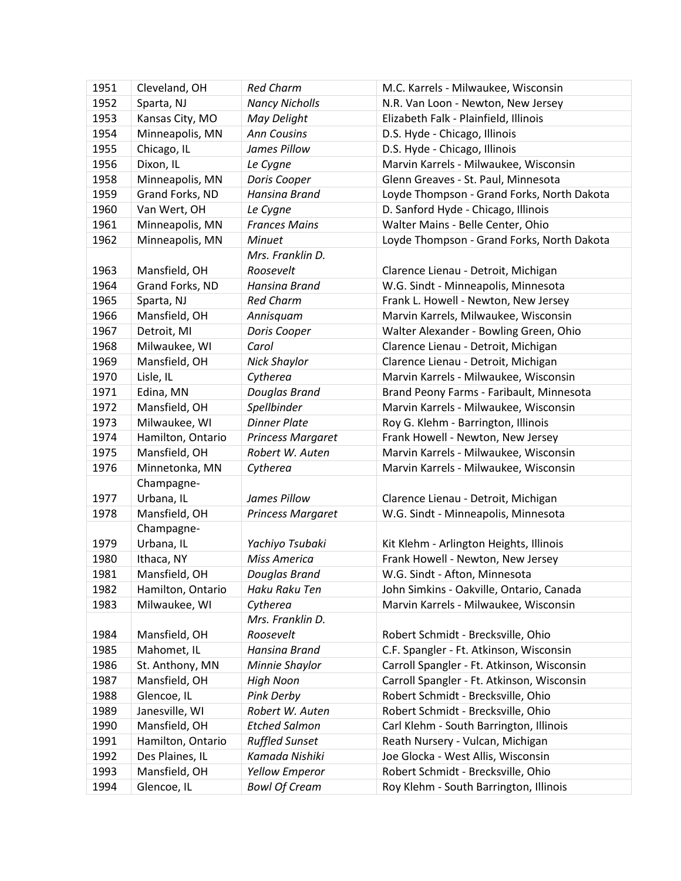| 1951 | Cleveland, OH | *Red Charm* | M.C. Karrels - Milwaukee, Wisconsin |
|---|---|---|---|
| 1952 | Sparta, NJ | *Nancy Nicholls* | N.R. Van Loon - Newton, New Jersey |
| 1953 | Kansas City, MO | *May Delight* | Elizabeth Falk - Plainfield, Illinois |
| 1954 | Minneapolis, MN | *Ann Cousins* | D.S. Hyde - Chicago, Illinois |
| 1955 | Chicago, IL | *James Pillow* | D.S. Hyde - Chicago, Illinois |
| 1956 | Dixon, IL | *Le Cygne* | Marvin Karrels - Milwaukee, Wisconsin |
| 1958 | Minneapolis, MN | *Doris Cooper* | Glenn Greaves - St. Paul, Minnesota |
| 1959 | Grand Forks, ND | *Hansina Brand* | Loyde Thompson - Grand Forks, North Dakota |
| 1960 | Van Wert, OH | *Le Cygne* | D. Sanford Hyde - Chicago, Illinois |
| 1961 | Minneapolis, MN | *Frances Mains* | Walter Mains - Belle Center, Ohio |
| 1962 | Minneapolis, MN | *Minuet* | Loyde Thompson - Grand Forks, North Dakota |
| 1963 | Mansfield, OH | *Mrs. Franklin D. Roosevelt* | Clarence Lienau - Detroit, Michigan |
| 1964 | Grand Forks, ND | *Hansina Brand* | W.G. Sindt - Minneapolis, Minnesota |
| 1965 | Sparta, NJ | *Red Charm* | Frank L. Howell - Newton, New Jersey |
| 1966 | Mansfield, OH | *Annisquam* | Marvin Karrels, Milwaukee, Wisconsin |
| 1967 | Detroit, MI | *Doris Cooper* | Walter Alexander - Bowling Green, Ohio |
| 1968 | Milwaukee, WI | *Carol* | Clarence Lienau - Detroit, Michigan |
| 1969 | Mansfield, OH | *Nick Shaylor* | Clarence Lienau - Detroit, Michigan |
| 1970 | Lisle, IL | *Cytherea* | Marvin Karrels - Milwaukee, Wisconsin |
| 1971 | Edina, MN | *Douglas Brand* | Brand Peony Farms - Faribault, Minnesota |
| 1972 | Mansfield, OH | *Spellbinder* | Marvin Karrels - Milwaukee, Wisconsin |
| 1973 | Milwaukee, WI | *Dinner Plate* | Roy G. Klehm - Barrington, Illinois |
| 1974 | Hamilton, Ontario | *Princess Margaret* | Frank Howell - Newton, New Jersey |
| 1975 | Mansfield, OH | *Robert W. Auten* | Marvin Karrels - Milwaukee, Wisconsin |
| 1976 | Minnetonka, MN | *Cytherea* | Marvin Karrels - Milwaukee, Wisconsin |
| 1977 | Champagne-Urbana, IL | *James Pillow* | Clarence Lienau - Detroit, Michigan |
| 1978 | Mansfield, OH | *Princess Margaret* | W.G. Sindt - Minneapolis, Minnesota |
| 1979 | Champagne-Urbana, IL | *Yachiyo Tsubaki* | Kit Klehm - Arlington Heights, Illinois |
| 1980 | Ithaca, NY | *Miss America* | Frank Howell - Newton, New Jersey |
| 1981 | Mansfield, OH | *Douglas Brand* | W.G. Sindt - Afton, Minnesota |
| 1982 | Hamilton, Ontario | *Haku Raku Ten* | John Simkins - Oakville, Ontario, Canada |
| 1983 | Milwaukee, WI | *Cytherea* | Marvin Karrels - Milwaukee, Wisconsin |
| 1984 | Mansfield, OH | *Mrs. Franklin D. Roosevelt* | Robert Schmidt - Brecksville, Ohio |
| 1985 | Mahomet, IL | *Hansina Brand* | C.F. Spangler - Ft. Atkinson, Wisconsin |
| 1986 | St. Anthony, MN | *Minnie Shaylor* | Carroll Spangler - Ft. Atkinson, Wisconsin |
| 1987 | Mansfield, OH | *High Noon* | Carroll Spangler - Ft. Atkinson, Wisconsin |
| 1988 | Glencoe, IL | *Pink Derby* | Robert Schmidt - Brecksville, Ohio |
| 1989 | Janesville, WI | *Robert W. Auten* | Robert Schmidt - Brecksville, Ohio |
| 1990 | Mansfield, OH | *Etched Salmon* | Carl Klehm - South Barrington, Illinois |
| 1991 | Hamilton, Ontario | *Ruffled Sunset* | Reath Nursery - Vulcan, Michigan |
| 1992 | Des Plaines, IL | *Kamada Nishiki* | Joe Glocka - West Allis, Wisconsin |
| 1993 | Mansfield, OH | *Yellow Emperor* | Robert Schmidt - Brecksville, Ohio |
| 1994 | Glencoe, IL | *Bowl Of Cream* | Roy Klehm - South Barrington, Illinois |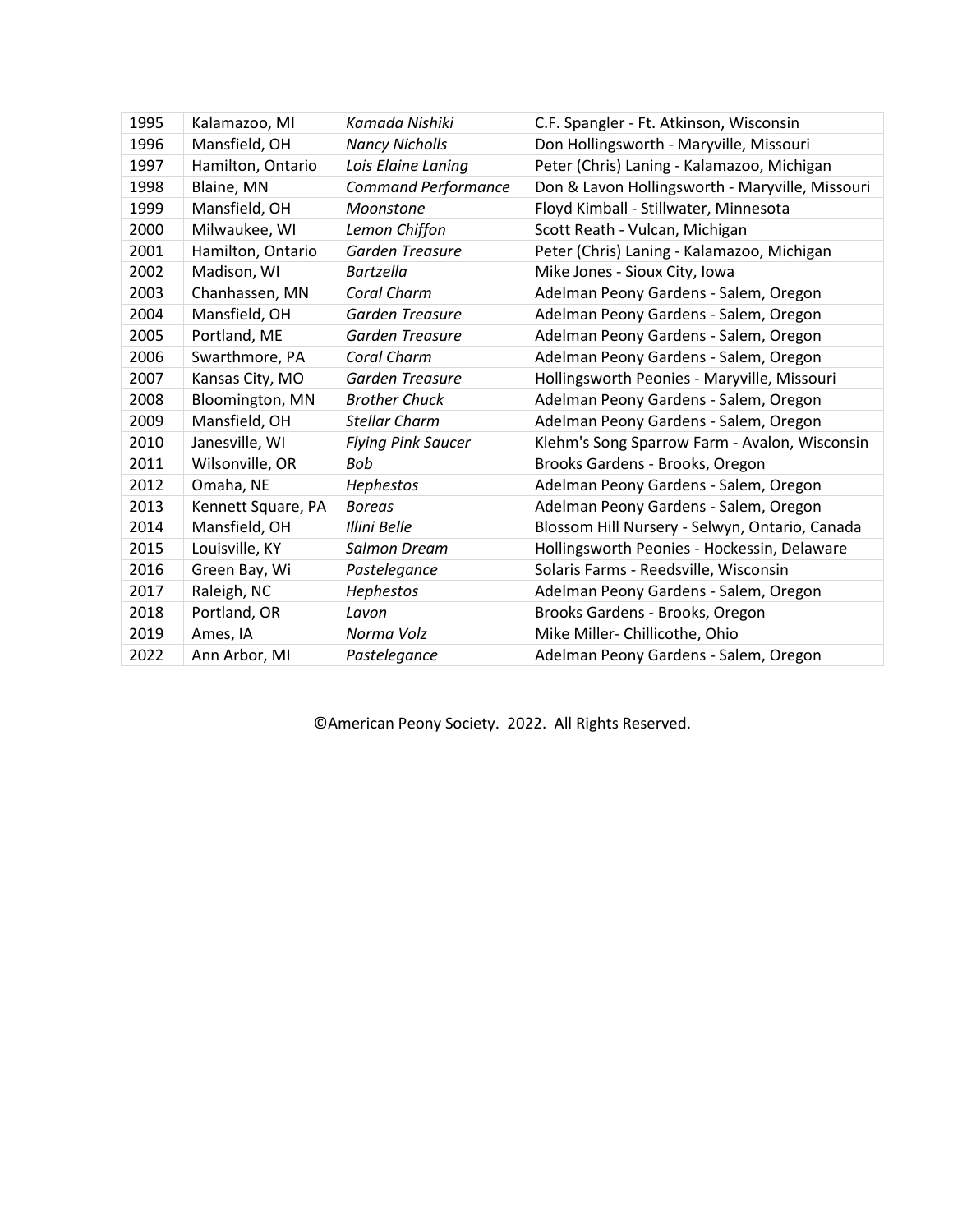| | | | |
|---|---|---|---|
| 1995 | Kalamazoo, MI | *Kamada Nishiki* | C.F. Spangler - Ft. Atkinson, Wisconsin |
| 1996 | Mansfield, OH | *Nancy Nicholls* | Don Hollingsworth - Maryville, Missouri |
| 1997 | Hamilton, Ontario | *Lois Elaine Laning* | Peter (Chris) Laning - Kalamazoo, Michigan |
| 1998 | Blaine, MN | *Command Performance* | Don & Lavon Hollingsworth - Maryville, Missouri |
| 1999 | Mansfield, OH | *Moonstone* | Floyd Kimball - Stillwater, Minnesota |
| 2000 | Milwaukee, WI | *Lemon Chiffon* | Scott Reath - Vulcan, Michigan |
| 2001 | Hamilton, Ontario | *Garden Treasure* | Peter (Chris) Laning - Kalamazoo, Michigan |
| 2002 | Madison, WI | *Bartzella* | Mike Jones - Sioux City, Iowa |
| 2003 | Chanhassen, MN | *Coral Charm* | Adelman Peony Gardens - Salem, Oregon |
| 2004 | Mansfield, OH | *Garden Treasure* | Adelman Peony Gardens - Salem, Oregon |
| 2005 | Portland, ME | *Garden Treasure* | Adelman Peony Gardens - Salem, Oregon |
| 2006 | Swarthmore, PA | *Coral Charm* | Adelman Peony Gardens - Salem, Oregon |
| 2007 | Kansas City, MO | *Garden Treasure* | Hollingsworth Peonies - Maryville, Missouri |
| 2008 | Bloomington, MN | *Brother Chuck* | Adelman Peony Gardens - Salem, Oregon |
| 2009 | Mansfield, OH | *Stellar Charm* | Adelman Peony Gardens - Salem, Oregon |
| 2010 | Janesville, WI | *Flying Pink Saucer* | Klehm's Song Sparrow Farm - Avalon, Wisconsin |
| 2011 | Wilsonville, OR | *Bob* | Brooks Gardens - Brooks, Oregon |
| 2012 | Omaha, NE | *Hephestos* | Adelman Peony Gardens - Salem, Oregon |
| 2013 | Kennett Square, PA | *Boreas* | Adelman Peony Gardens - Salem, Oregon |
| 2014 | Mansfield, OH | *Illini Belle* | Blossom Hill Nursery - Selwyn, Ontario, Canada |
| 2015 | Louisville, KY | *Salmon Dream* | Hollingsworth Peonies - Hockessin, Delaware |
| 2016 | Green Bay, Wi | *Pastelegance* | Solaris Farms - Reedsville, Wisconsin |
| 2017 | Raleigh, NC | *Hephestos* | Adelman Peony Gardens - Salem, Oregon |
| 2018 | Portland, OR | *Lavon* | Brooks Gardens - Brooks, Oregon |
| 2019 | Ames, IA | *Norma Volz* | Mike Miller- Chillicothe, Ohio |
| 2022 | Ann Arbor, MI | *Pastelegance* | Adelman Peony Gardens - Salem, Oregon |

©American Peony Society. 2022. All Rights Reserved.